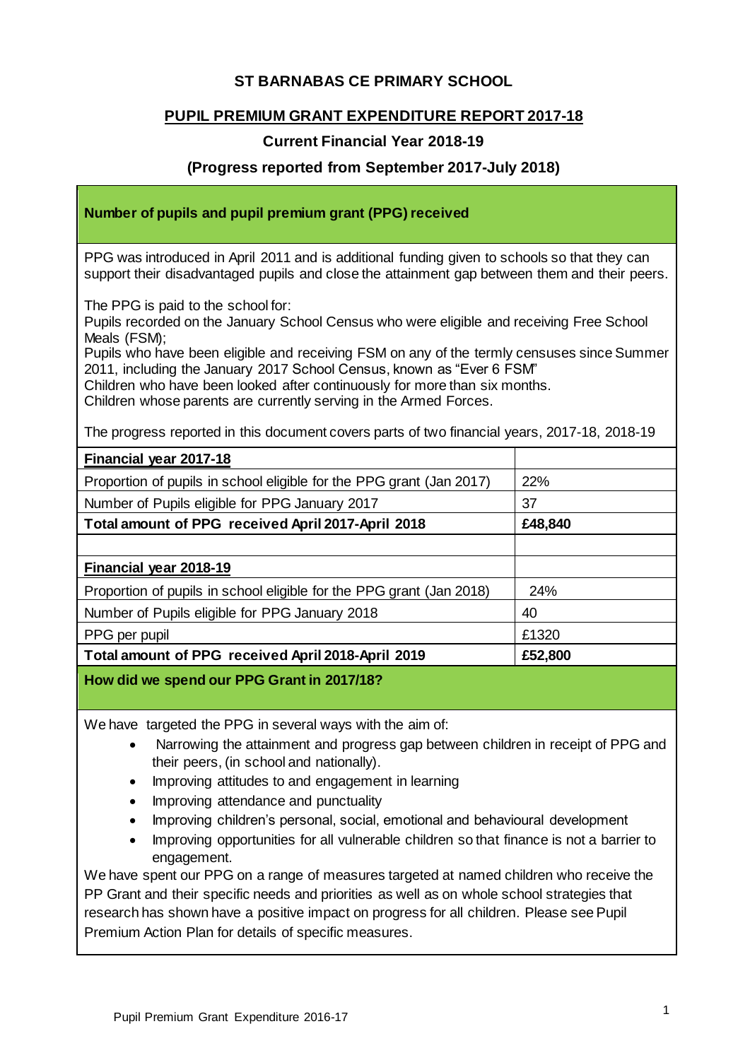# ST BARNABAS CE PRIMARY SCHOOL

## PUPIL PREMIUM GRANT EXPENDITURE REPORT 2017-18

### Current Financial Year 2018-19

### (Progress reported from September 2017-July 2018)

**Number of pupils and pupil premium grant (PPG) received**

PPG was introduced in April 2011 and is additional funding given to schools so that they can support their disadvantaged pupils and close the attainment gap between them and their peers.

The PPG is paid to the school for:
Pupils recorded on the January School Census who were eligible and receiving Free School Meals (FSM);
Pupils who have been eligible and receiving FSM on any of the termly censuses since Summer 2011, including the January 2017 School Census, known as "Ever 6 FSM"
Children who have been looked after continuously for more than six months.
Children whose parents are currently serving in the Armed Forces.

The progress reported in this document covers parts of two financial years, 2017-18, 2018-19

| **Financial year 2017-18** | |
|---|---|
| Proportion of pupils in school eligible for the PPG grant (Jan 2017) | 22% |
| Number of Pupils eligible for PPG January 2017 | 37 |
| **Total amount of PPG received April 2017-April 2018** | **£48,840** |
| | |
| **Financial year 2018-19** | |
| Proportion of pupils in school eligible for the PPG grant (Jan 2018) | 24% |
| Number of Pupils eligible for PPG January 2018 | 40 |
| PPG per pupil | £1320 |
| **Total amount of PPG received April 2018-April 2019** | **£52,800** |

**How did we spend our PPG Grant in 2017/18?**

We have targeted the PPG in several ways with the aim of:

- Narrowing the attainment and progress gap between children in receipt of PPG and their peers, (in school and nationally).
- Improving attitudes to and engagement in learning
- Improving attendance and punctuality
- Improving children's personal, social, emotional and behavioural development
- Improving opportunities for all vulnerable children so that finance is not a barrier to engagement.

We have spent our PPG on a range of measures targeted at named children who receive the PP Grant and their specific needs and priorities as well as on whole school strategies that research has shown have a positive impact on progress for all children. Please see Pupil Premium Action Plan for details of specific measures.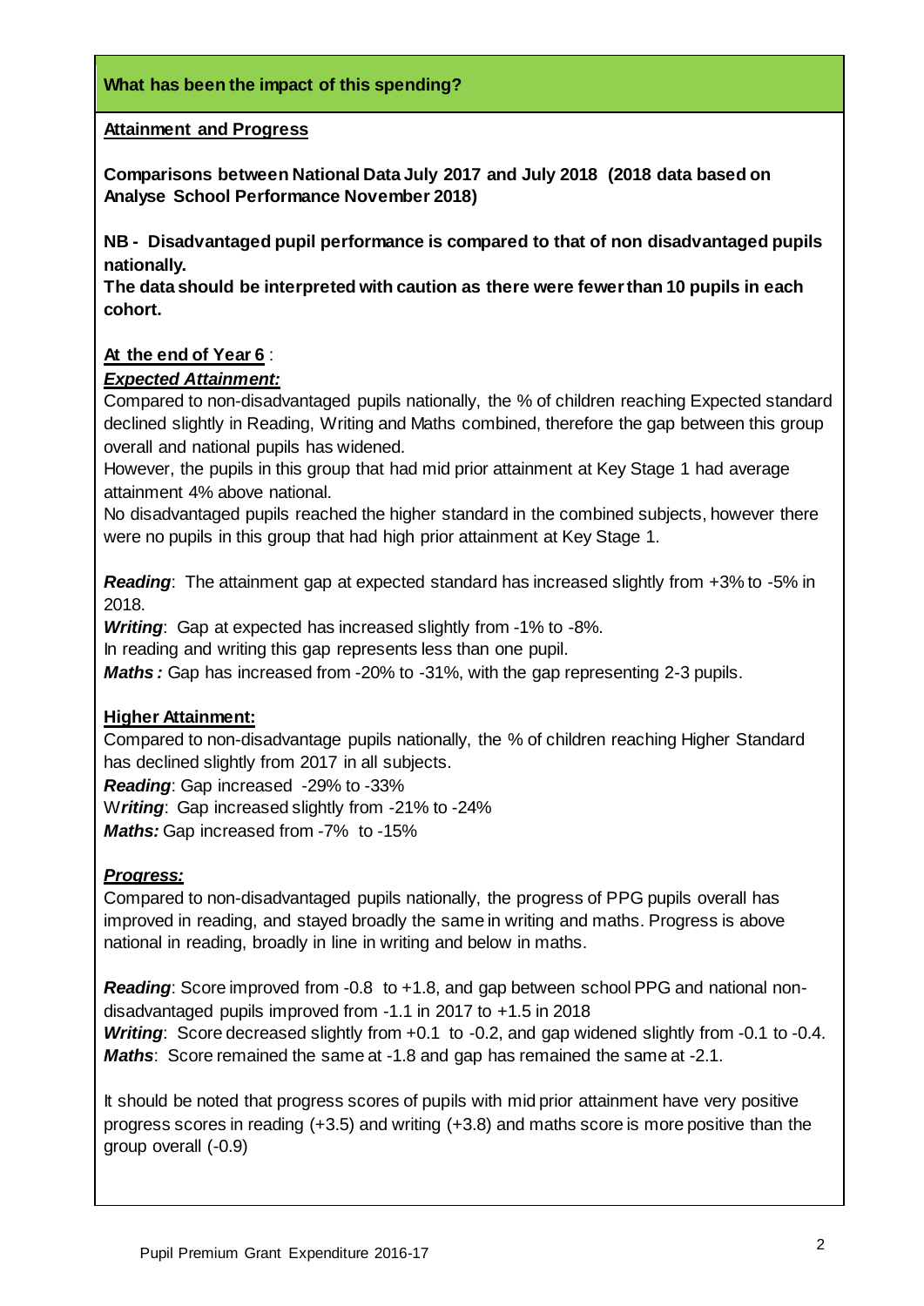## What has been the impact of this spending?

**Attainment and Progress**

**Comparisons between National Data July 2017 and July 2018 (2018 data based on Analyse School Performance November 2018)**

**NB - Disadvantaged pupil performance is compared to that of non disadvantaged pupils nationally.**
**The data should be interpreted with caution as there were fewer than 10 pupils in each cohort.**

**At the end of Year 6** :

***Expected Attainment:***

Compared to non-disadvantaged pupils nationally, the % of children reaching Expected standard declined slightly in Reading, Writing and Maths combined, therefore the gap between this group overall and national pupils has widened.

However, the pupils in this group that had mid prior attainment at Key Stage 1 had average attainment 4% above national.

No disadvantaged pupils reached the higher standard in the combined subjects, however there were no pupils in this group that had high prior attainment at Key Stage 1.

***Reading***: The attainment gap at expected standard has increased slightly from +3% to -5% in 2018.

***Writing***: Gap at expected has increased slightly from -1% to -8%.

In reading and writing this gap represents less than one pupil.

***Maths :*** Gap has increased from -20% to -31%, with the gap representing 2-3 pupils.

**Higher Attainment:**

Compared to non-disadvantage pupils nationally, the % of children reaching Higher Standard has declined slightly from 2017 in all subjects.

***Reading***: Gap increased -29% to -33%

W***riting***: Gap increased slightly from -21% to -24%

***Maths:*** Gap increased from -7% to -15%

***Progress:***

Compared to non-disadvantaged pupils nationally, the progress of PPG pupils overall has improved in reading, and stayed broadly the same in writing and maths. Progress is above national in reading, broadly in line in writing and below in maths.

***Reading***: Score improved from -0.8 to +1.8, and gap between school PPG and national non-disadvantaged pupils improved from -1.1 in 2017 to +1.5 in 2018

***Writing***: Score decreased slightly from +0.1 to -0.2, and gap widened slightly from -0.1 to -0.4.

***Maths***: Score remained the same at -1.8 and gap has remained the same at -2.1.

It should be noted that progress scores of pupils with mid prior attainment have very positive progress scores in reading (+3.5) and writing (+3.8) and maths score is more positive than the group overall (-0.9)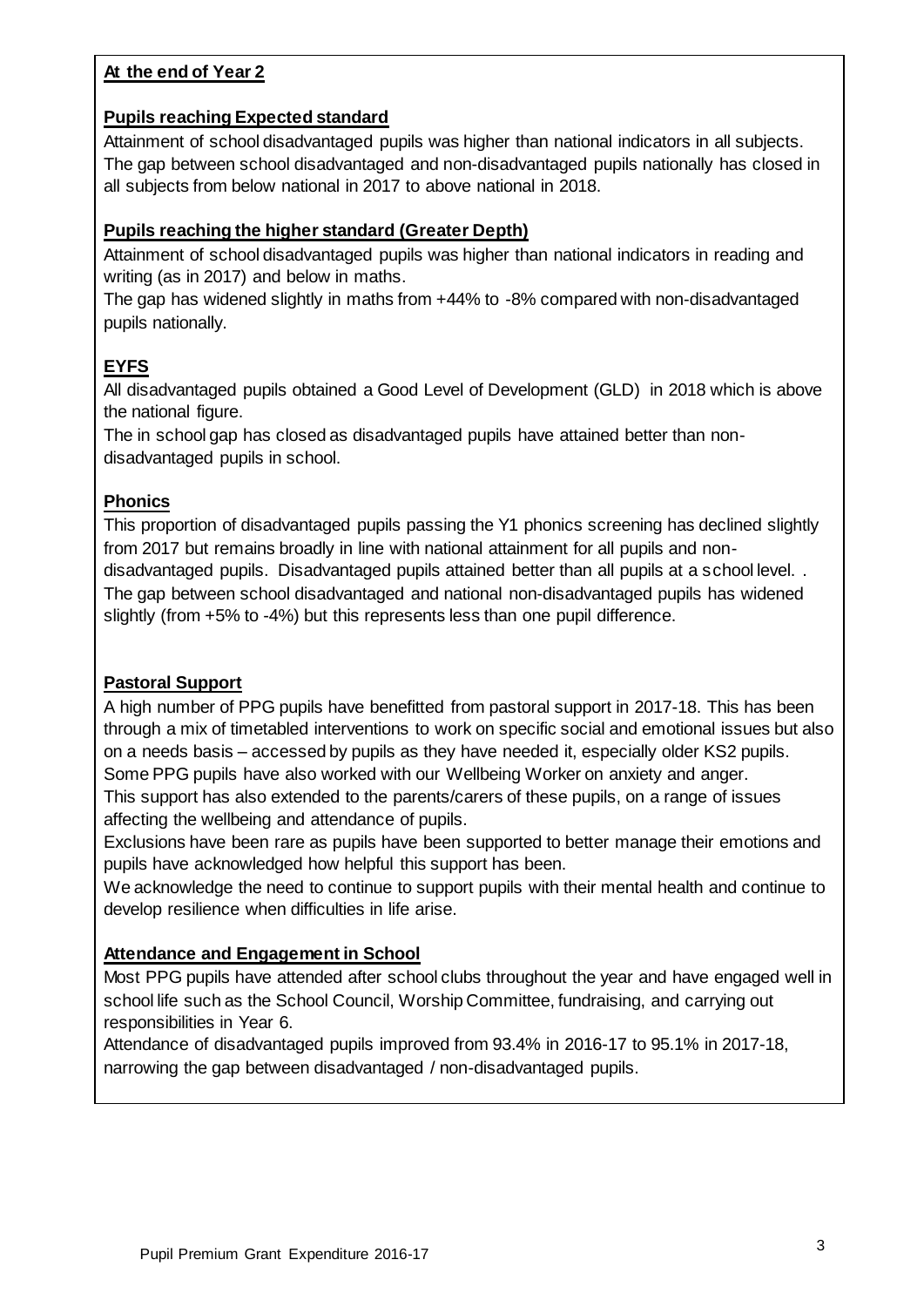**At the end of Year 2**

**Pupils reaching Expected standard**

Attainment of school disadvantaged pupils was higher than national indicators in all subjects. The gap between school disadvantaged and non-disadvantaged pupils nationally has closed in all subjects from below national in 2017 to above national in 2018.

**Pupils reaching the higher standard (Greater Depth)**

Attainment of school disadvantaged pupils was higher than national indicators in reading and writing (as in 2017) and below in maths.

The gap has widened slightly in maths from +44% to -8% compared with non-disadvantaged pupils nationally.

**EYFS**

All disadvantaged pupils obtained a Good Level of Development (GLD) in 2018 which is above the national figure.

The in school gap has closed as disadvantaged pupils have attained better than non-disadvantaged pupils in school.

**Phonics**

This proportion of disadvantaged pupils passing the Y1 phonics screening has declined slightly from 2017 but remains broadly in line with national attainment for all pupils and non-disadvantaged pupils. Disadvantaged pupils attained better than all pupils at a school level. . The gap between school disadvantaged and national non-disadvantaged pupils has widened slightly (from +5% to -4%) but this represents less than one pupil difference.

**Pastoral Support**

A high number of PPG pupils have benefitted from pastoral support in 2017-18. This has been through a mix of timetabled interventions to work on specific social and emotional issues but also on a needs basis – accessed by pupils as they have needed it, especially older KS2 pupils. Some PPG pupils have also worked with our Wellbeing Worker on anxiety and anger.

This support has also extended to the parents/carers of these pupils, on a range of issues affecting the wellbeing and attendance of pupils.

Exclusions have been rare as pupils have been supported to better manage their emotions and pupils have acknowledged how helpful this support has been.

We acknowledge the need to continue to support pupils with their mental health and continue to develop resilience when difficulties in life arise.

**Attendance and Engagement in School**

Most PPG pupils have attended after school clubs throughout the year and have engaged well in school life such as the School Council, Worship Committee, fundraising, and carrying out responsibilities in Year 6.

Attendance of disadvantaged pupils improved from 93.4% in 2016-17 to 95.1% in 2017-18, narrowing the gap between disadvantaged / non-disadvantaged pupils.